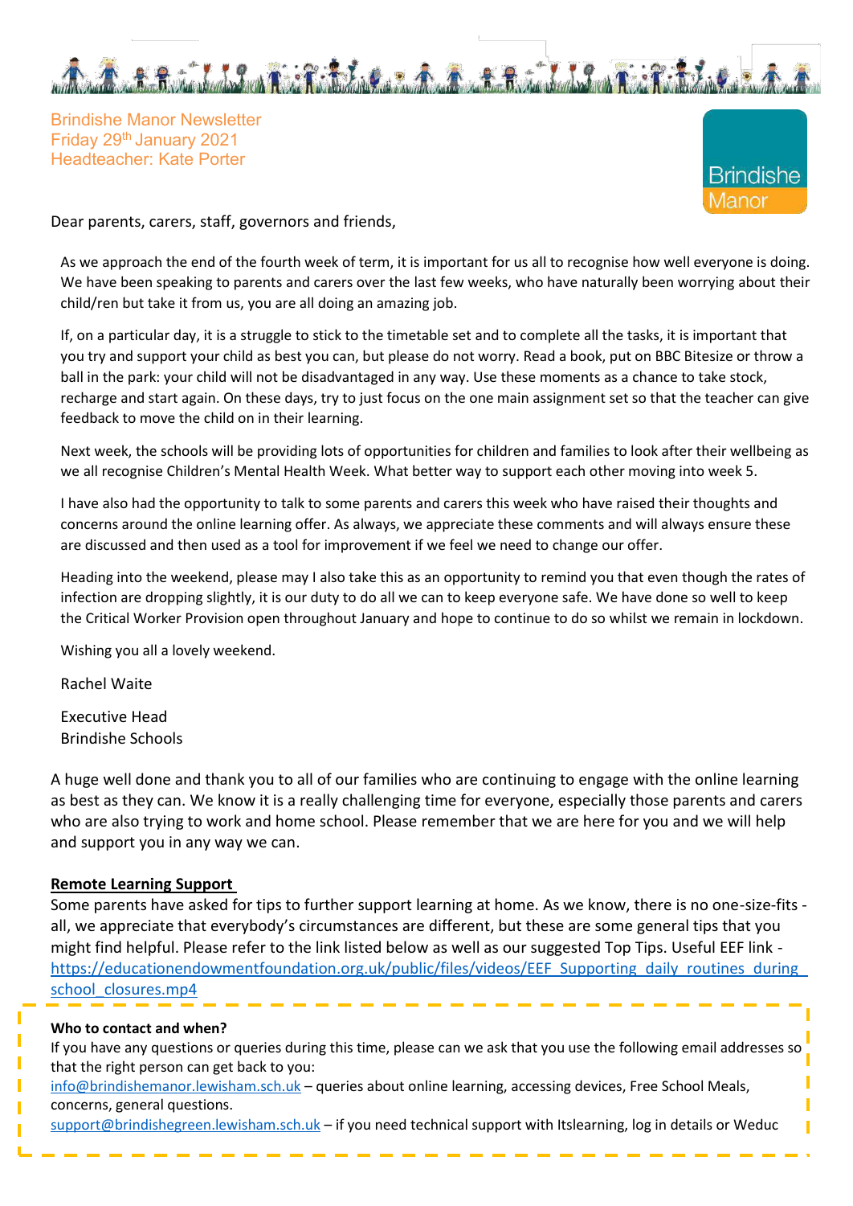Brindishe Manor Newsletter
Friday 29th January 2021
Headteacher: Kate Porter

Brindishe Manor

Dear parents, carers, staff, governors and friends,

As we approach the end of the fourth week of term, it is important for us all to recognise how well everyone is doing. We have been speaking to parents and carers over the last few weeks, who have naturally been worrying about their child/ren but take it from us, you are all doing an amazing job.

If, on a particular day, it is a struggle to stick to the timetable set and to complete all the tasks, it is important that you try and support your child as best you can, but please do not worry. Read a book, put on BBC Bitesize or throw a ball in the park: your child will not be disadvantaged in any way. Use these moments as a chance to take stock, recharge and start again. On these days, try to just focus on the one main assignment set so that the teacher can give feedback to move the child on in their learning.

Next week, the schools will be providing lots of opportunities for children and families to look after their wellbeing as we all recognise Children's Mental Health Week. What better way to support each other moving into week 5.

I have also had the opportunity to talk to some parents and carers this week who have raised their thoughts and concerns around the online learning offer. As always, we appreciate these comments and will always ensure these are discussed and then used as a tool for improvement if we feel we need to change our offer.

Heading into the weekend, please may I also take this as an opportunity to remind you that even though the rates of infection are dropping slightly, it is our duty to do all we can to keep everyone safe. We have done so well to keep the Critical Worker Provision open throughout January and hope to continue to do so whilst we remain in lockdown.

Wishing you all a lovely weekend.

Rachel Waite

Executive Head
Brindishe Schools

A huge well done and thank you to all of our families who are continuing to engage with the online learning as best as they can. We know it is a really challenging time for everyone, especially those parents and carers who are also trying to work and home school. Please remember that we are here for you and we will help and support you in any way we can.

**Remote Learning Support**

Some parents have asked for tips to further support learning at home. As we know, there is no one-size-fits -all, we appreciate that everybody's circumstances are different, but these are some general tips that you might find helpful. Please refer to the link listed below as well as our suggested Top Tips. Useful EEF link - https://educationendowmentfoundation.org.uk/public/files/videos/EEF_Supporting_daily_routines_during_school_closures.mp4

**Who to contact and when?**

If you have any questions or queries during this time, please can we ask that you use the following email addresses so that the right person can get back to you:

info@brindishemanor.lewisham.sch.uk – queries about online learning, accessing devices, Free School Meals, concerns, general questions.

support@brindishegreen.lewisham.sch.uk – if you need technical support with Itslearning, log in details or Weduc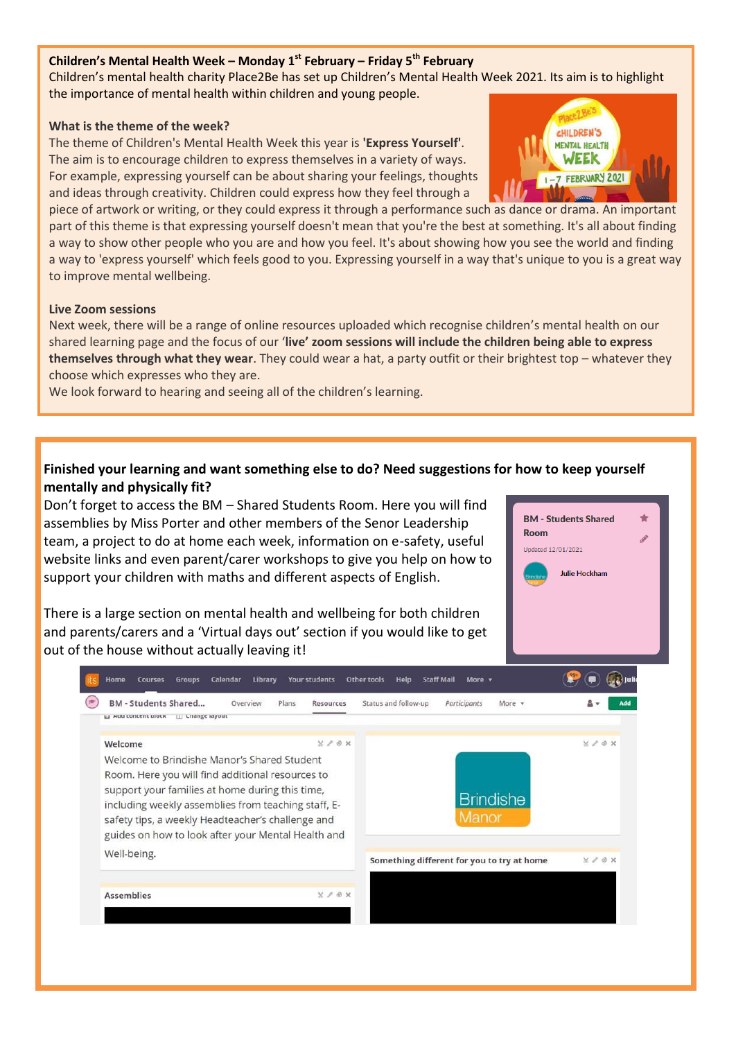**Children's Mental Health Week – Monday 1st February – Friday 5th February**

Children's mental health charity Place2Be has set up Children's Mental Health Week 2021. Its aim is to highlight the importance of mental health within children and young people.

**What is the theme of the week?**

The theme of Children's Mental Health Week this year is **'Express Yourself'**. The aim is to encourage children to express themselves in a variety of ways. For example, expressing yourself can be about sharing your feelings, thoughts and ideas through creativity. Children could express how they feel through a piece of artwork or writing, or they could express it through a performance such as dance or drama. An important part of this theme is that expressing yourself doesn't mean that you're the best at something. It's all about finding a way to show other people who you are and how you feel. It's about showing how you see the world and finding a way to 'express yourself' which feels good to you. Expressing yourself in a way that's unique to you is a great way to improve mental wellbeing.

**Live Zoom sessions**

Next week, there will be a range of online resources uploaded which recognise children's mental health on our shared learning page and the focus of our '**live' zoom sessions will include the children being able to express themselves through what they wear**. They could wear a hat, a party outfit or their brightest top – whatever they choose which expresses who they are.

We look forward to hearing and seeing all of the children's learning.

**Finished your learning and want something else to do? Need suggestions for how to keep yourself mentally and physically fit?**

Don't forget to access the BM – Shared Students Room. Here you will find assemblies by Miss Porter and other members of the Senor Leadership team, a project to do at home each week, information on e-safety, useful website links and even parent/carer workshops to give you help on how to support your children with maths and different aspects of English.

There is a large section on mental health and wellbeing for both children and parents/carers and a 'Virtual days out' section if you would like to get out of the house without actually leaving it!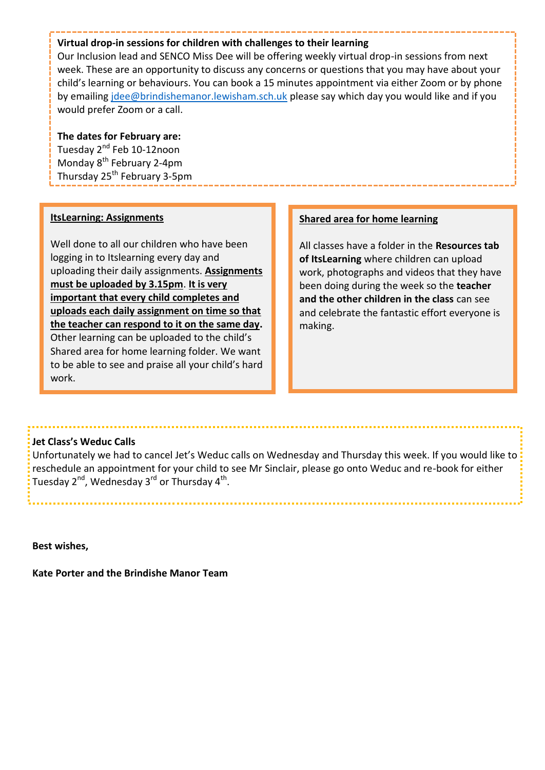**Virtual drop-in sessions for children with challenges to their learning**

Our Inclusion lead and SENCO Miss Dee will be offering weekly virtual drop-in sessions from next week. These are an opportunity to discuss any concerns or questions that you may have about your child's learning or behaviours. You can book a 15 minutes appointment via either Zoom or by phone by emailing jdee@brindishemanor.lewisham.sch.uk please say which day you would like and if you would prefer Zoom or a call.

**The dates for February are:**

Tuesday 2nd Feb 10-12noon
Monday 8th February 2-4pm
Thursday 25th February 3-5pm

**ItsLearning: Assignments**

Well done to all our children who have been logging in to Itslearning every day and uploading their daily assignments. **Assignments must be uploaded by 3.15pm**. **It is very important that every child completes and uploads each daily assignment on time so that the teacher can respond to it on the same day.** Other learning can be uploaded to the child's Shared area for home learning folder. We want to be able to see and praise all your child's hard work.

**Shared area for home learning**

All classes have a folder in the **Resources tab of ItsLearning** where children can upload work, photographs and videos that they have been doing during the week so the **teacher and the other children in the class** can see and celebrate the fantastic effort everyone is making.

**Jet Class's Weduc Calls**

Unfortunately we had to cancel Jet's Weduc calls on Wednesday and Thursday this week. If you would like to reschedule an appointment for your child to see Mr Sinclair, please go onto Weduc and re-book for either Tuesday 2nd, Wednesday 3rd or Thursday 4th.

**Best wishes,**

**Kate Porter and the Brindishe Manor Team**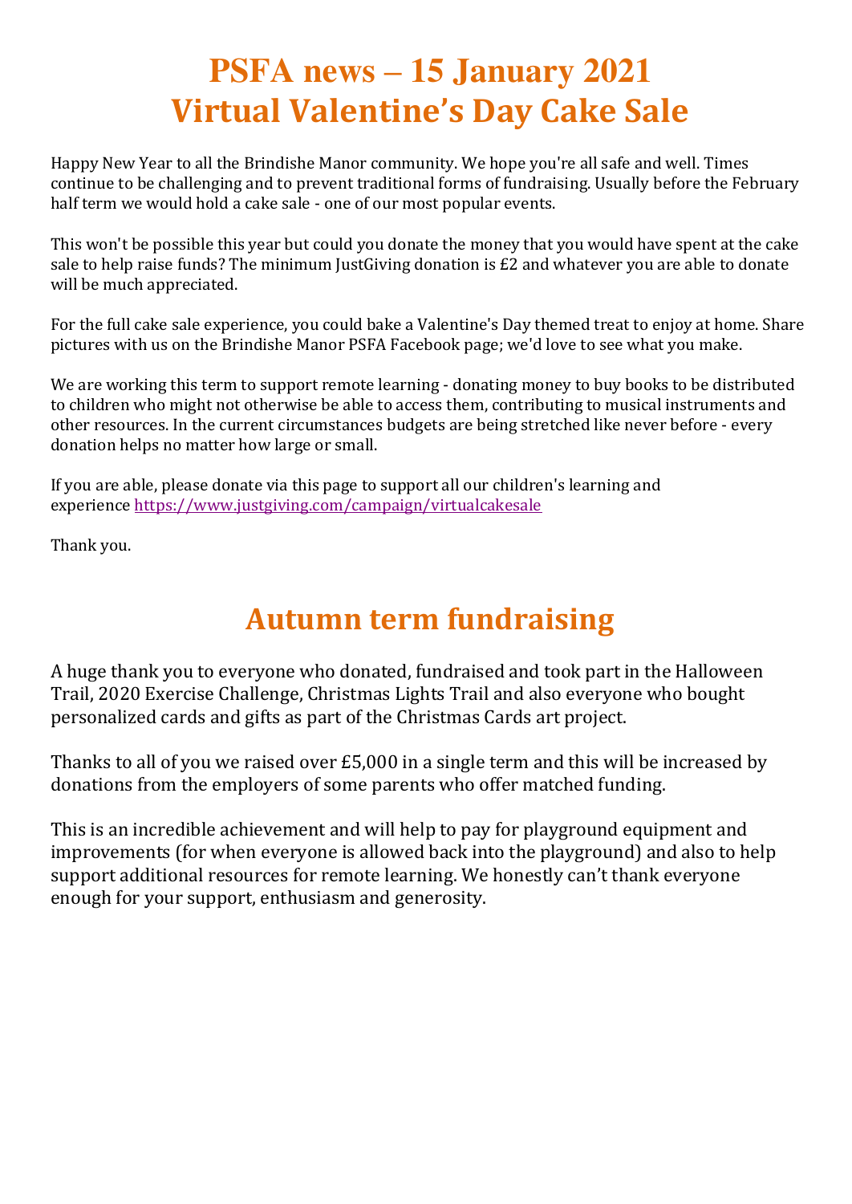# PSFA news – 15 January 2021
# Virtual Valentine's Day Cake Sale

Happy New Year to all the Brindishe Manor community. We hope you're all safe and well. Times continue to be challenging and to prevent traditional forms of fundraising. Usually before the February half term we would hold a cake sale - one of our most popular events.

This won't be possible this year but could you donate the money that you would have spent at the cake sale to help raise funds? The minimum JustGiving donation is £2 and whatever you are able to donate will be much appreciated.

For the full cake sale experience, you could bake a Valentine's Day themed treat to enjoy at home. Share pictures with us on the Brindishe Manor PSFA Facebook page; we'd love to see what you make.

We are working this term to support remote learning - donating money to buy books to be distributed to children who might not otherwise be able to access them, contributing to musical instruments and other resources. In the current circumstances budgets are being stretched like never before - every donation helps no matter how large or small.

If you are able, please donate via this page to support all our children's learning and experience [https://www.justgiving.com/campaign/virtualcakesale](https://www.justgiving.com/campaign/virtualcakesale)

Thank you.

# Autumn term fundraising

A huge thank you to everyone who donated, fundraised and took part in the Halloween Trail, 2020 Exercise Challenge, Christmas Lights Trail and also everyone who bought personalized cards and gifts as part of the Christmas Cards art project.

Thanks to all of you we raised over £5,000 in a single term and this will be increased by donations from the employers of some parents who offer matched funding.

This is an incredible achievement and will help to pay for playground equipment and improvements (for when everyone is allowed back into the playground) and also to help support additional resources for remote learning. We honestly can't thank everyone enough for your support, enthusiasm and generosity.